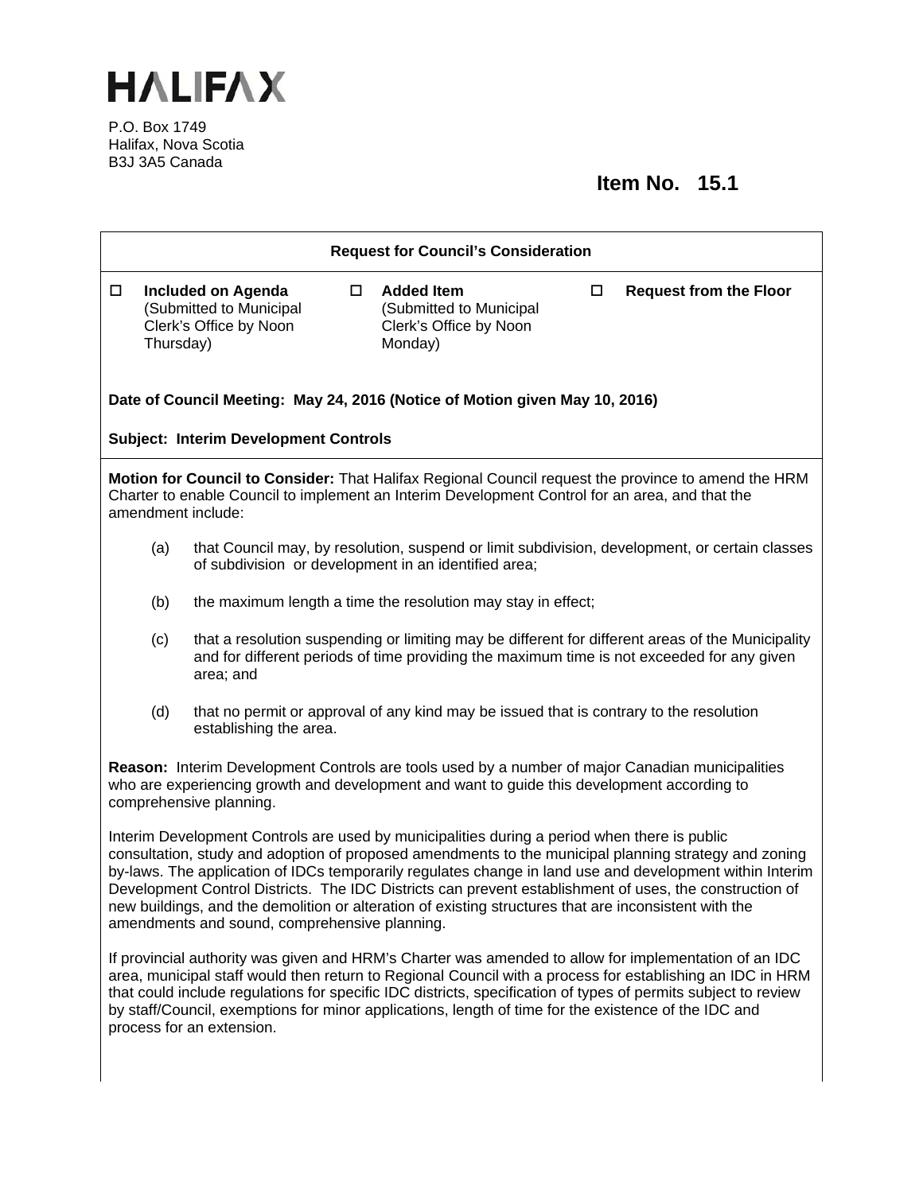# HALIFAX

P.O. Box 1749
Halifax, Nova Scotia
B3J 3A5 Canada

**Item No. 15.1**

**Request for Council's Consideration**

☐ **Included on Agenda** (Submitted to Municipal Clerk's Office by Noon Thursday)

☐ **Added Item** (Submitted to Municipal Clerk's Office by Noon Monday)

☐ **Request from the Floor**

**Date of Council Meeting: May 24, 2016 (Notice of Motion given May 10, 2016)**

**Subject: Interim Development Controls**

**Motion for Council to Consider:** That Halifax Regional Council request the province to amend the HRM Charter to enable Council to implement an Interim Development Control for an area, and that the amendment include:

(a) that Council may, by resolution, suspend or limit subdivision, development, or certain classes of subdivision or development in an identified area;

(b) the maximum length a time the resolution may stay in effect;

(c) that a resolution suspending or limiting may be different for different areas of the Municipality and for different periods of time providing the maximum time is not exceeded for any given area; and

(d) that no permit or approval of any kind may be issued that is contrary to the resolution establishing the area.

**Reason:** Interim Development Controls are tools used by a number of major Canadian municipalities who are experiencing growth and development and want to guide this development according to comprehensive planning.

Interim Development Controls are used by municipalities during a period when there is public consultation, study and adoption of proposed amendments to the municipal planning strategy and zoning by-laws. The application of IDCs temporarily regulates change in land use and development within Interim Development Control Districts. The IDC Districts can prevent establishment of uses, the construction of new buildings, and the demolition or alteration of existing structures that are inconsistent with the amendments and sound, comprehensive planning.

If provincial authority was given and HRM's Charter was amended to allow for implementation of an IDC area, municipal staff would then return to Regional Council with a process for establishing an IDC in HRM that could include regulations for specific IDC districts, specification of types of permits subject to review by staff/Council, exemptions for minor applications, length of time for the existence of the IDC and process for an extension.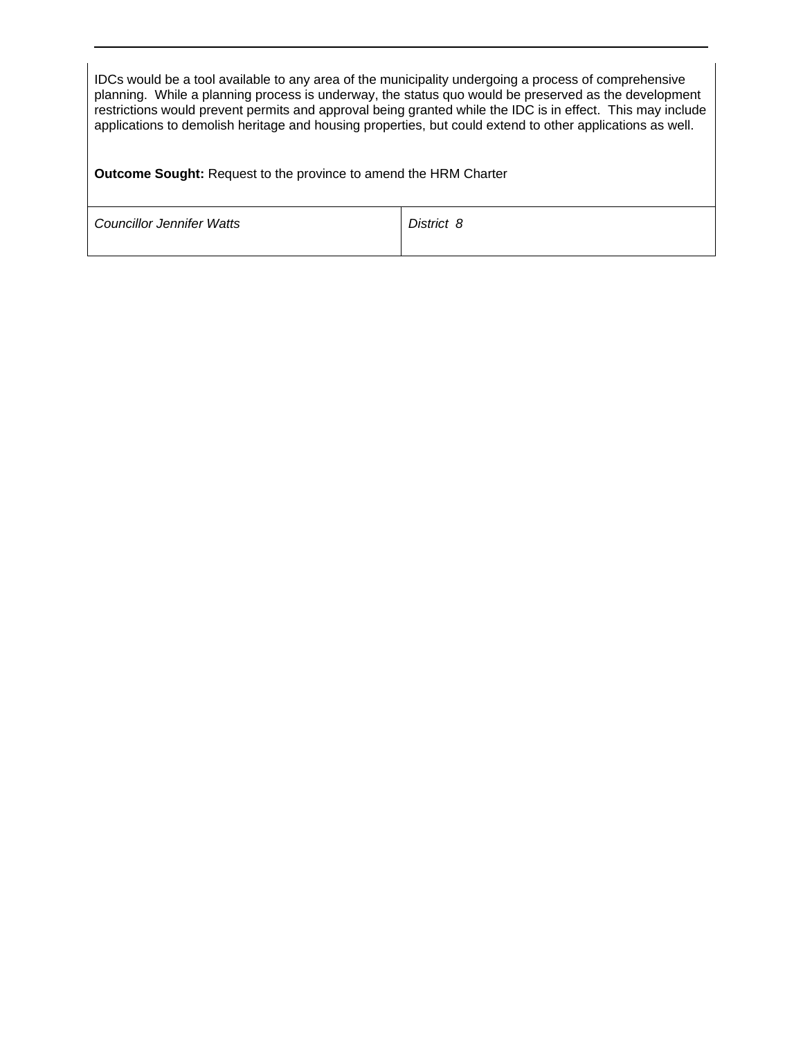IDCs would be a tool available to any area of the municipality undergoing a process of comprehensive planning. While a planning process is underway, the status quo would be preserved as the development restrictions would prevent permits and approval being granted while the IDC is in effect. This may include applications to demolish heritage and housing properties, but could extend to other applications as well.

**Outcome Sought:** Request to the province to amend the HRM Charter

| | |
|---|---|
| *Councillor Jennifer Watts* | *District 8* |